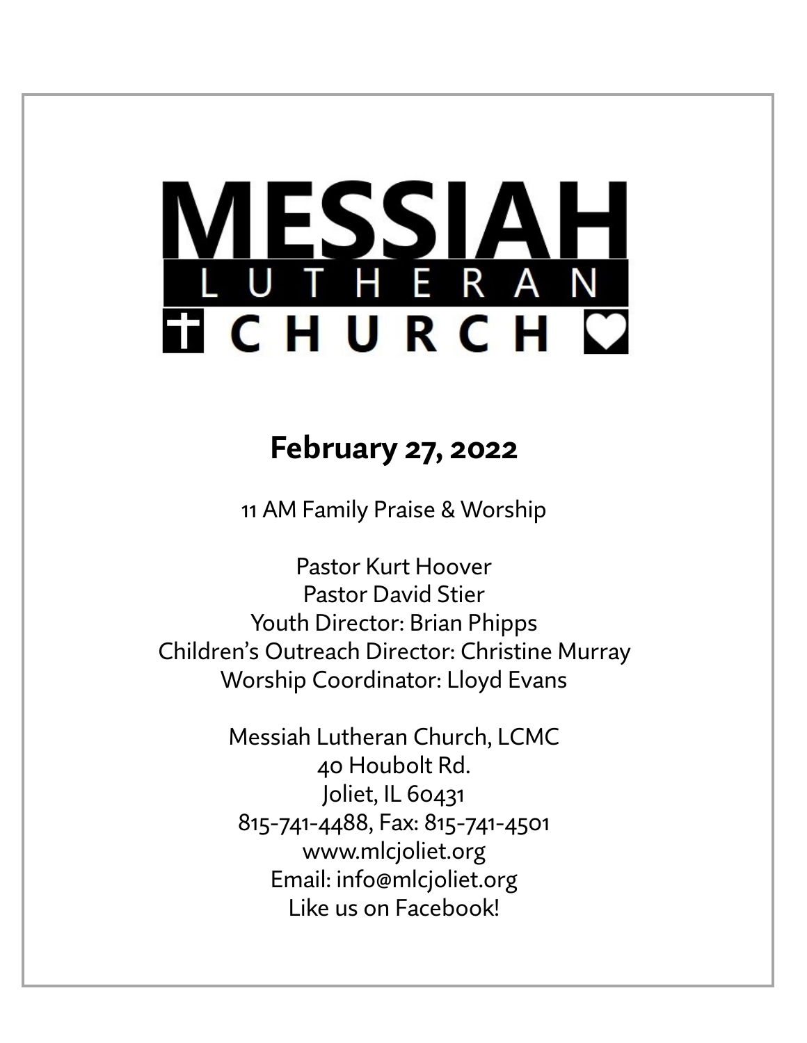# MESSIAH LUTHERAN CHURCH

## February 27, 2022

11 AM Family Praise & Worship

Pastor Kurt Hoover
Pastor David Stier
Youth Director: Brian Phipps
Children's Outreach Director: Christine Murray
Worship Coordinator: Lloyd Evans

Messiah Lutheran Church, LCMC
40 Houbolt Rd.
Joliet, IL 60431
815-741-4488, Fax: 815-741-4501
www.mlcjoliet.org
Email: info@mlcjoliet.org
Like us on Facebook!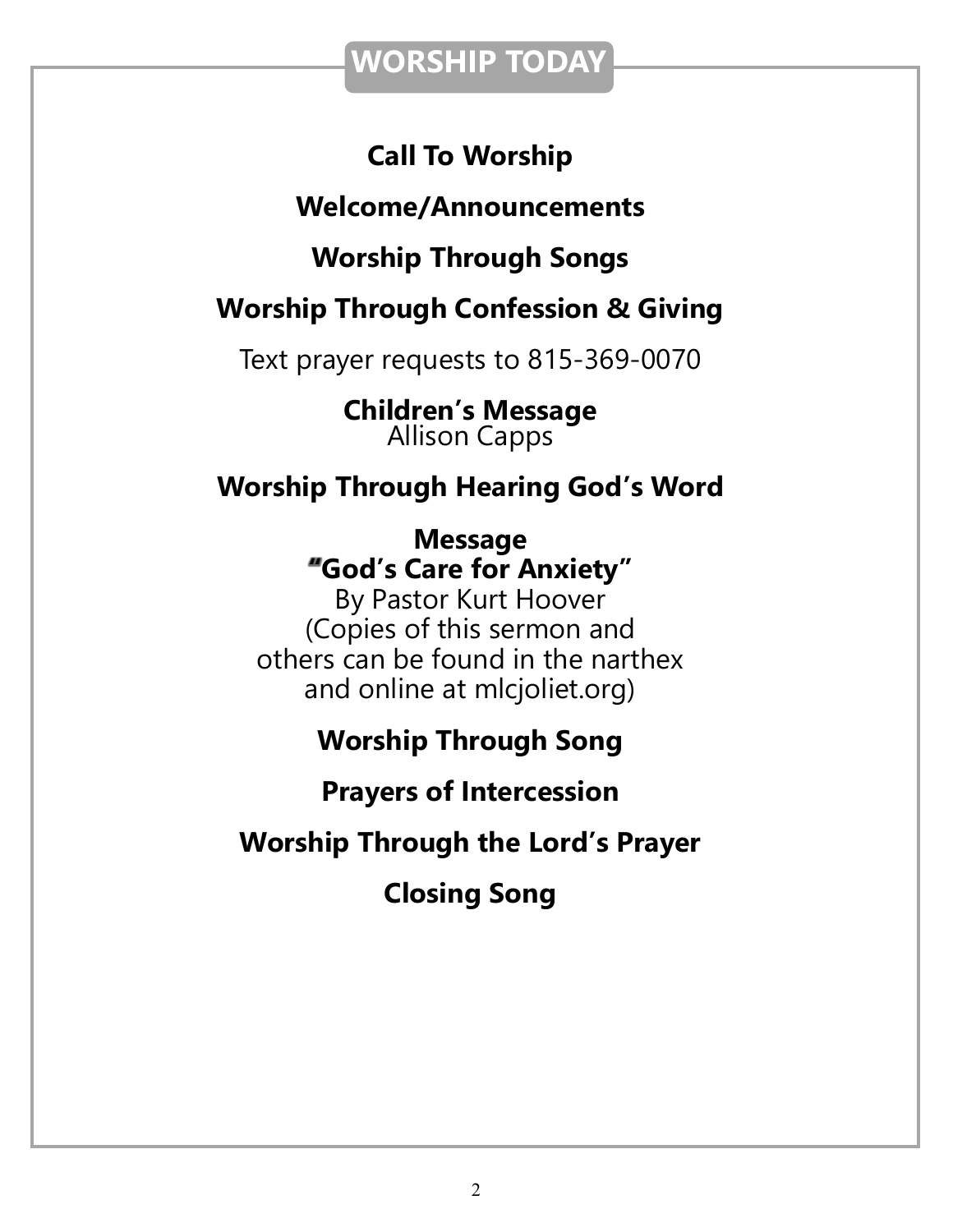# WORSHIP TODAY

**Call To Worship**

**Welcome/Announcements**

**Worship Through Songs**

**Worship Through Confession & Giving**

Text prayer requests to 815-369-0070

**Children's Message**
Allison Capps

**Worship Through Hearing God's Word**

**Message**
**"God's Care for Anxiety"**
By Pastor Kurt Hoover
(Copies of this sermon and
others can be found in the narthex
and online at mlcjoliet.org)

**Worship Through Song**

**Prayers of Intercession**

**Worship Through the Lord's Prayer**

**Closing Song**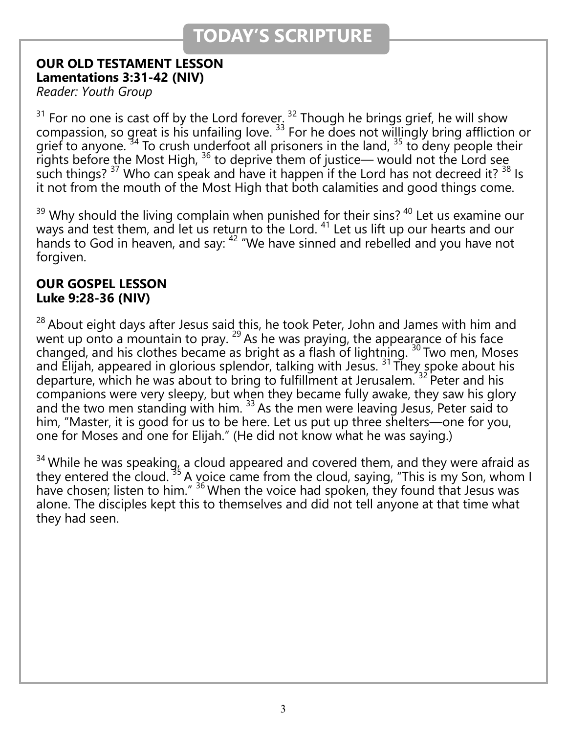# TODAY'S SCRIPTURE

**OUR OLD TESTAMENT LESSON**
**Lamentations 3:31-42 (NIV)**
*Reader: Youth Group*

[31] For no one is cast off by the Lord forever. [32] Though he brings grief, he will show compassion, so great is his unfailing love. [33] For he does not willingly bring affliction or grief to anyone. [34] To crush underfoot all prisoners in the land, [35] to deny people their rights before the Most High, [36] to deprive them of justice— would not the Lord see such things? [37] Who can speak and have it happen if the Lord has not decreed it? [38] Is it not from the mouth of the Most High that both calamities and good things come.

[39] Why should the living complain when punished for their sins? [40] Let us examine our ways and test them, and let us return to the Lord. [41] Let us lift up our hearts and our hands to God in heaven, and say: [42] "We have sinned and rebelled and you have not forgiven.

**OUR GOSPEL LESSON**
**Luke 9:28-36 (NIV)**

[28] About eight days after Jesus said this, he took Peter, John and James with him and went up onto a mountain to pray. [29] As he was praying, the appearance of his face changed, and his clothes became as bright as a flash of lightning. [30] Two men, Moses and Elijah, appeared in glorious splendor, talking with Jesus. [31] They spoke about his departure, which he was about to bring to fulfillment at Jerusalem. [32] Peter and his companions were very sleepy, but when they became fully awake, they saw his glory and the two men standing with him. [33] As the men were leaving Jesus, Peter said to him, "Master, it is good for us to be here. Let us put up three shelters—one for you, one for Moses and one for Elijah." (He did not know what he was saying.)

[34] While he was speaking, a cloud appeared and covered them, and they were afraid as they entered the cloud. [35] A voice came from the cloud, saying, "This is my Son, whom I have chosen; listen to him." [36] When the voice had spoken, they found that Jesus was alone. The disciples kept this to themselves and did not tell anyone at that time what they had seen.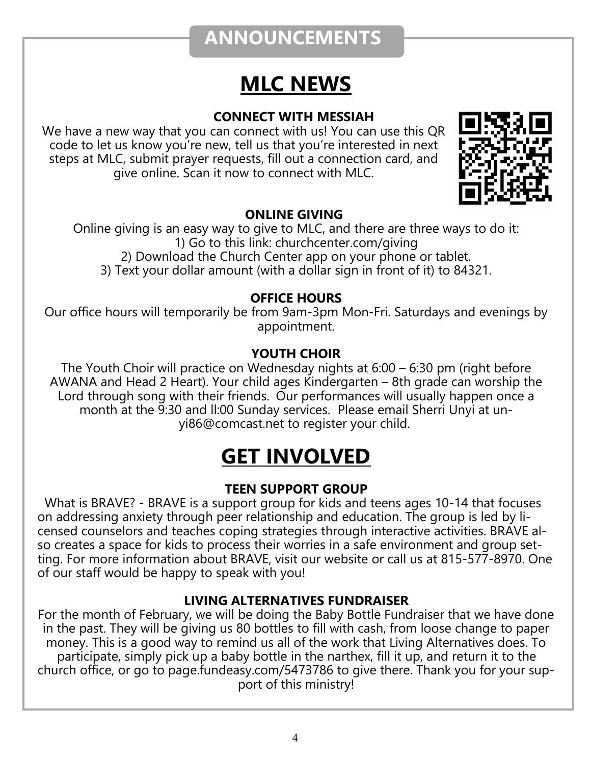# ANNOUNCEMENTS

## MLC NEWS

### CONNECT WITH MESSIAH

We have a new way that you can connect with us! You can use this QR code to let us know you're new, tell us that you're interested in next steps at MLC, submit prayer requests, fill out a connection card, and give online. Scan it now to connect with MLC.

### ONLINE GIVING

Online giving is an easy way to give to MLC, and there are three ways to do it:

1) Go to this link: churchcenter.com/giving
2) Download the Church Center app on your phone or tablet.
3) Text your dollar amount (with a dollar sign in front of it) to 84321.

### OFFICE HOURS

Our office hours will temporarily be from 9am-3pm Mon-Fri. Saturdays and evenings by appointment.

### YOUTH CHOIR

The Youth Choir will practice on Wednesday nights at 6:00 – 6:30 pm (right before AWANA and Head 2 Heart). Your child ages Kindergarten – 8th grade can worship the Lord through song with their friends. Our performances will usually happen once a month at the 9:30 and ll:00 Sunday services. Please email Sherri Unyi at unyi86@comcast.net to register your child.

## GET INVOLVED

### TEEN SUPPORT GROUP

What is BRAVE? - BRAVE is a support group for kids and teens ages 10-14 that focuses on addressing anxiety through peer relationship and education. The group is led by licensed counselors and teaches coping strategies through interactive activities. BRAVE also creates a space for kids to process their worries in a safe environment and group setting. For more information about BRAVE, visit our website or call us at 815-577-8970. One of our staff would be happy to speak with you!

### LIVING ALTERNATIVES FUNDRAISER

For the month of February, we will be doing the Baby Bottle Fundraiser that we have done in the past. They will be giving us 80 bottles to fill with cash, from loose change to paper money. This is a good way to remind us all of the work that Living Alternatives does. To participate, simply pick up a baby bottle in the narthex, fill it up, and return it to the church office, or go to page.fundeasy.com/5473786 to give there. Thank you for your support of this ministry!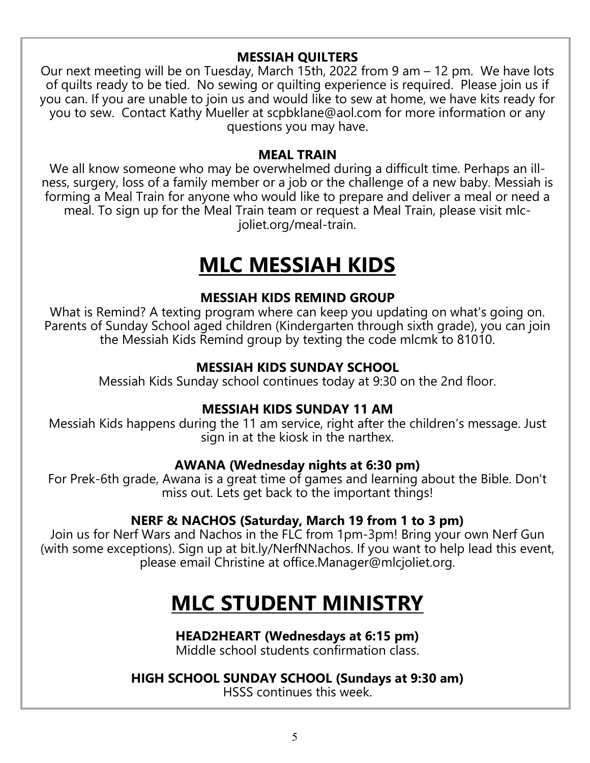### MESSIAH QUILTERS

Our next meeting will be on Tuesday, March 15th, 2022 from 9 am – 12 pm. We have lots of quilts ready to be tied. No sewing or quilting experience is required. Please join us if you can. If you are unable to join us and would like to sew at home, we have kits ready for you to sew. Contact Kathy Mueller at scpbklane@aol.com for more information or any questions you may have.

### MEAL TRAIN

We all know someone who may be overwhelmed during a difficult time. Perhaps an illness, surgery, loss of a family member or a job or the challenge of a new baby. Messiah is forming a Meal Train for anyone who would like to prepare and deliver a meal or need a meal. To sign up for the Meal Train team or request a Meal Train, please visit mlc-joliet.org/meal-train.

## MLC MESSIAH KIDS

### MESSIAH KIDS REMIND GROUP

What is Remind? A texting program where can keep you updating on what's going on. Parents of Sunday School aged children (Kindergarten through sixth grade), you can join the Messiah Kids Remind group by texting the code mlcmk to 81010.

### MESSIAH KIDS SUNDAY SCHOOL

Messiah Kids Sunday school continues today at 9:30 on the 2nd floor.

### MESSIAH KIDS SUNDAY 11 AM

Messiah Kids happens during the 11 am service, right after the children's message. Just sign in at the kiosk in the narthex.

### AWANA (Wednesday nights at 6:30 pm)

For Prek-6th grade, Awana is a great time of games and learning about the Bible. Don't miss out. Lets get back to the important things!

### NERF & NACHOS (Saturday, March 19 from 1 to 3 pm)

Join us for Nerf Wars and Nachos in the FLC from 1pm-3pm! Bring your own Nerf Gun (with some exceptions). Sign up at bit.ly/NerfNNachos. If you want to help lead this event, please email Christine at office.Manager@mlcjoliet.org.

## MLC STUDENT MINISTRY

### HEAD2HEART (Wednesdays at 6:15 pm)

Middle school students confirmation class.

### HIGH SCHOOL SUNDAY SCHOOL (Sundays at 9:30 am)

HSSS continues this week.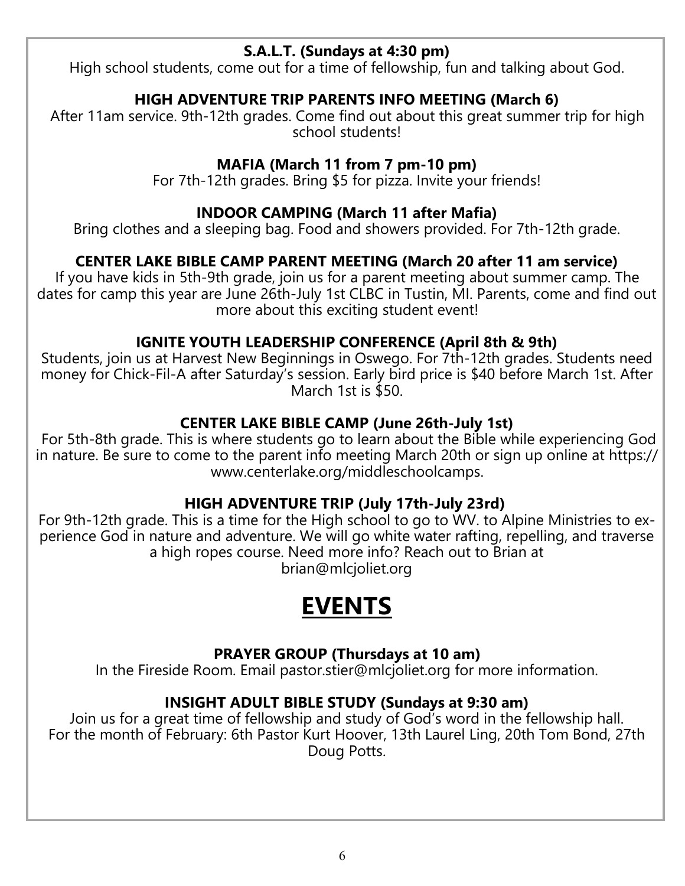**S.A.L.T. (Sundays at 4:30 pm)**

High school students, come out for a time of fellowship, fun and talking about God.

**HIGH ADVENTURE TRIP PARENTS INFO MEETING (March 6)**

After 11am service. 9th-12th grades. Come find out about this great summer trip for high school students!

**MAFIA (March 11 from 7 pm-10 pm)**

For 7th-12th grades. Bring $5 for pizza. Invite your friends!

**INDOOR CAMPING (March 11 after Mafia)**

Bring clothes and a sleeping bag. Food and showers provided. For 7th-12th grade.

**CENTER LAKE BIBLE CAMP PARENT MEETING (March 20 after 11 am service)**

If you have kids in 5th-9th grade, join us for a parent meeting about summer camp. The dates for camp this year are June 26th-July 1st CLBC in Tustin, MI. Parents, come and find out more about this exciting student event!

**IGNITE YOUTH LEADERSHIP CONFERENCE (April 8th & 9th)**

Students, join us at Harvest New Beginnings in Oswego. For 7th-12th grades. Students need money for Chick-Fil-A after Saturday's session. Early bird price is $40 before March 1st. After March 1st is $50.

**CENTER LAKE BIBLE CAMP (June 26th-July 1st)**

For 5th-8th grade. This is where students go to learn about the Bible while experiencing God in nature. Be sure to come to the parent info meeting March 20th or sign up online at https://www.centerlake.org/middleschoolcamps.

**HIGH ADVENTURE TRIP (July 17th-July 23rd)**

For 9th-12th grade. This is a time for the High school to go to WV. to Alpine Ministries to experience God in nature and adventure. We will go white water rafting, repelling, and traverse a high ropes course. Need more info? Reach out to Brian at brian@mlcjoliet.org

# EVENTS

**PRAYER GROUP (Thursdays at 10 am)**

In the Fireside Room. Email pastor.stier@mlcjoliet.org for more information.

**INSIGHT ADULT BIBLE STUDY (Sundays at 9:30 am)**

Join us for a great time of fellowship and study of God's word in the fellowship hall. For the month of February: 6th Pastor Kurt Hoover, 13th Laurel Ling, 20th Tom Bond, 27th Doug Potts.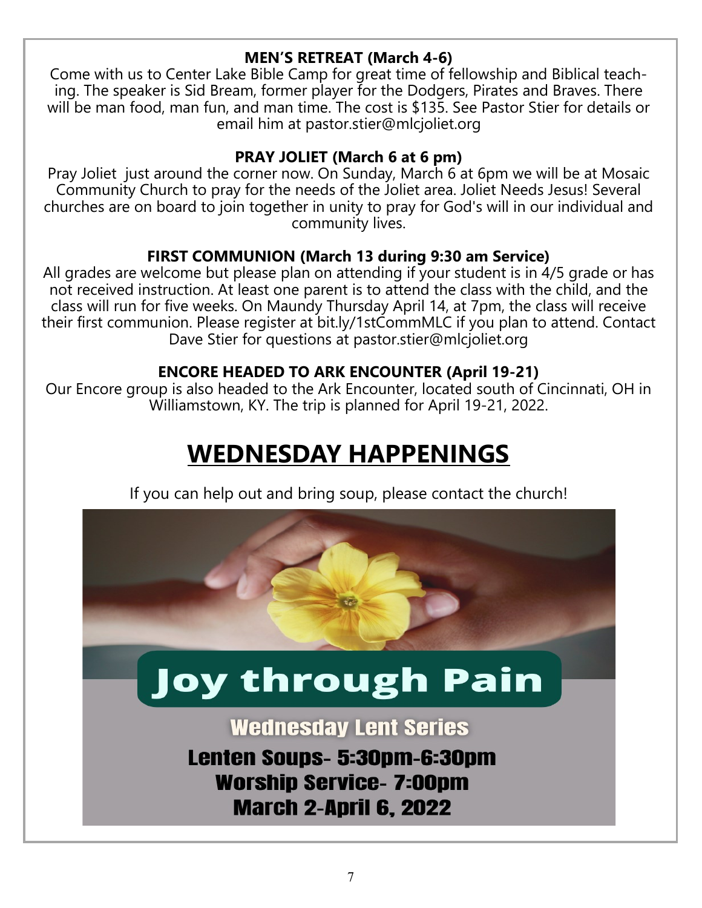**MEN'S RETREAT (March 4-6)**

Come with us to Center Lake Bible Camp for great time of fellowship and Biblical teaching. The speaker is Sid Bream, former player for the Dodgers, Pirates and Braves. There will be man food, man fun, and man time. The cost is $135. See Pastor Stier for details or email him at pastor.stier@mlcjoliet.org

**PRAY JOLIET (March 6 at 6 pm)**

Pray Joliet just around the corner now. On Sunday, March 6 at 6pm we will be at Mosaic Community Church to pray for the needs of the Joliet area. Joliet Needs Jesus! Several churches are on board to join together in unity to pray for God's will in our individual and community lives.

**FIRST COMMUNION (March 13 during 9:30 am Service)**

All grades are welcome but please plan on attending if your student is in 4/5 grade or has not received instruction. At least one parent is to attend the class with the child, and the class will run for five weeks. On Maundy Thursday April 14, at 7pm, the class will receive their first communion. Please register at bit.ly/1stCommMLC if you plan to attend. Contact Dave Stier for questions at pastor.stier@mlcjoliet.org

**ENCORE HEADED TO ARK ENCOUNTER (April 19-21)**

Our Encore group is also headed to the Ark Encounter, located south of Cincinnati, OH in Williamstown, KY. The trip is planned for April 19-21, 2022.

# WEDNESDAY HAPPENINGS

If you can help out and bring soup, please contact the church!

## Joy through Pain

**Wednesday Lent Series**

**Lenten Soups- 5:30pm-6:30pm**
**Worship Service- 7:00pm**
**March 2-April 6, 2022**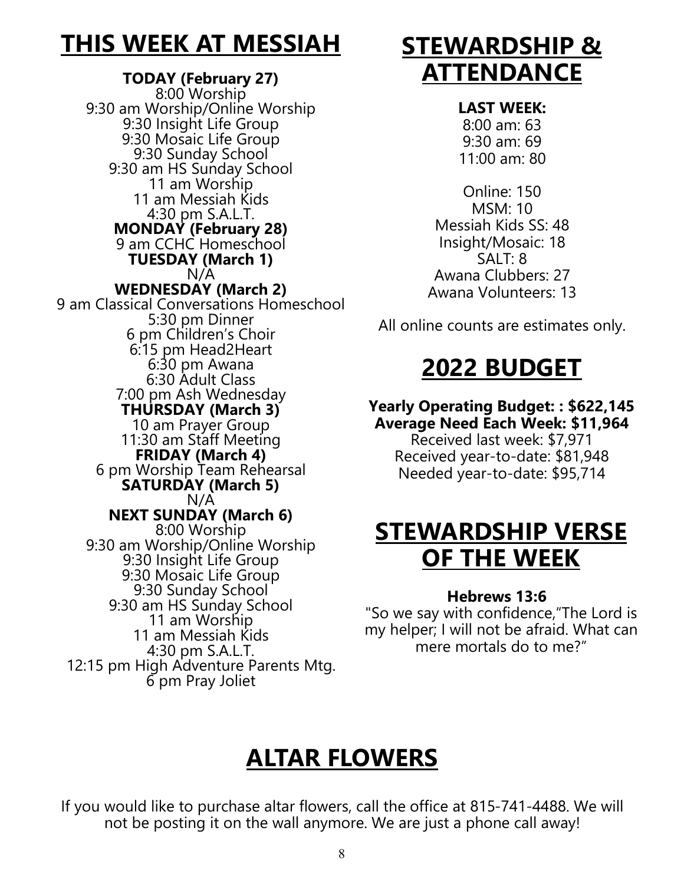# THIS WEEK AT MESSIAH

**TODAY (February 27)**
8:00 Worship
9:30 am Worship/Online Worship
9:30 Insight Life Group
9:30 Mosaic Life Group
9:30 Sunday School
9:30 am HS Sunday School
11 am Worship
11 am Messiah Kids
4:30 pm S.A.L.T.

**MONDAY (February 28)**
9 am CCHC Homeschool

**TUESDAY (March 1)**
N/A

**WEDNESDAY (March 2)**
9 am Classical Conversations Homeschool
5:30 pm Dinner
6 pm Children's Choir
6:15 pm Head2Heart
6:30 pm Awana
6:30 Adult Class
7:00 pm Ash Wednesday

**THURSDAY (March 3)**
10 am Prayer Group
11:30 am Staff Meeting

**FRIDAY (March 4)**
6 pm Worship Team Rehearsal

**SATURDAY (March 5)**
N/A

**NEXT SUNDAY (March 6)**
8:00 Worship
9:30 am Worship/Online Worship
9:30 Insight Life Group
9:30 Mosaic Life Group
9:30 Sunday School
9:30 am HS Sunday School
11 am Worship
11 am Messiah Kids
4:30 pm S.A.L.T.
12:15 pm High Adventure Parents Mtg.
6 pm Pray Joliet

# STEWARDSHIP & ATTENDANCE

**LAST WEEK:**
8:00 am: 63
9:30 am: 69
11:00 am: 80

Online: 150
MSM: 10
Messiah Kids SS: 48
Insight/Mosaic: 18
SALT: 8
Awana Clubbers: 27
Awana Volunteers: 13

All online counts are estimates only.

# 2022 BUDGET

**Yearly Operating Budget: : $622,145**
**Average Need Each Week: $11,964**
Received last week: $7,971
Received year-to-date: $81,948
Needed year-to-date: $95,714

# STEWARDSHIP VERSE OF THE WEEK

**Hebrews 13:6**
"So we say with confidence,"The Lord is my helper; I will not be afraid. What can mere mortals do to me?"

# ALTAR FLOWERS

If you would like to purchase altar flowers, call the office at 815-741-4488. We will not be posting it on the wall anymore. We are just a phone call away!